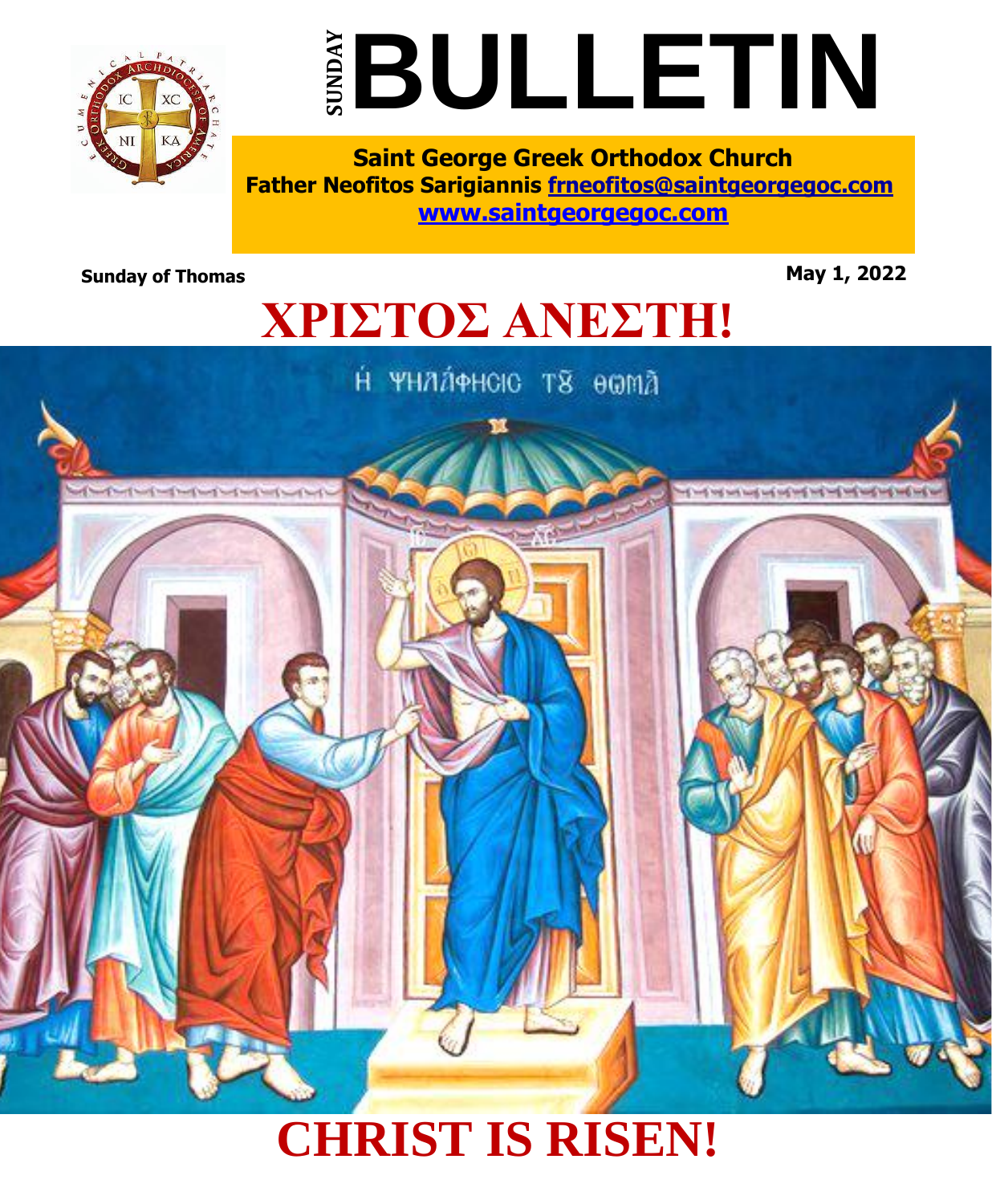# SUNDAY BULLETIN

**Saint George Greek Orthodox Church**
**Father Neofitos Sarigiannis [frneofitos@saintgeorgegoc.com](mailto:frneofitos@saintgeorgegoc.com)**
**[www.saintgeorgegoc.com](http://www.saintgeorgegoc.com)**

**Sunday of Thomas** **May 1, 2022**

# ΧΡΙΣΤΟΣ ΑΝΕΣΤΗ!

# CHRIST IS RISEN!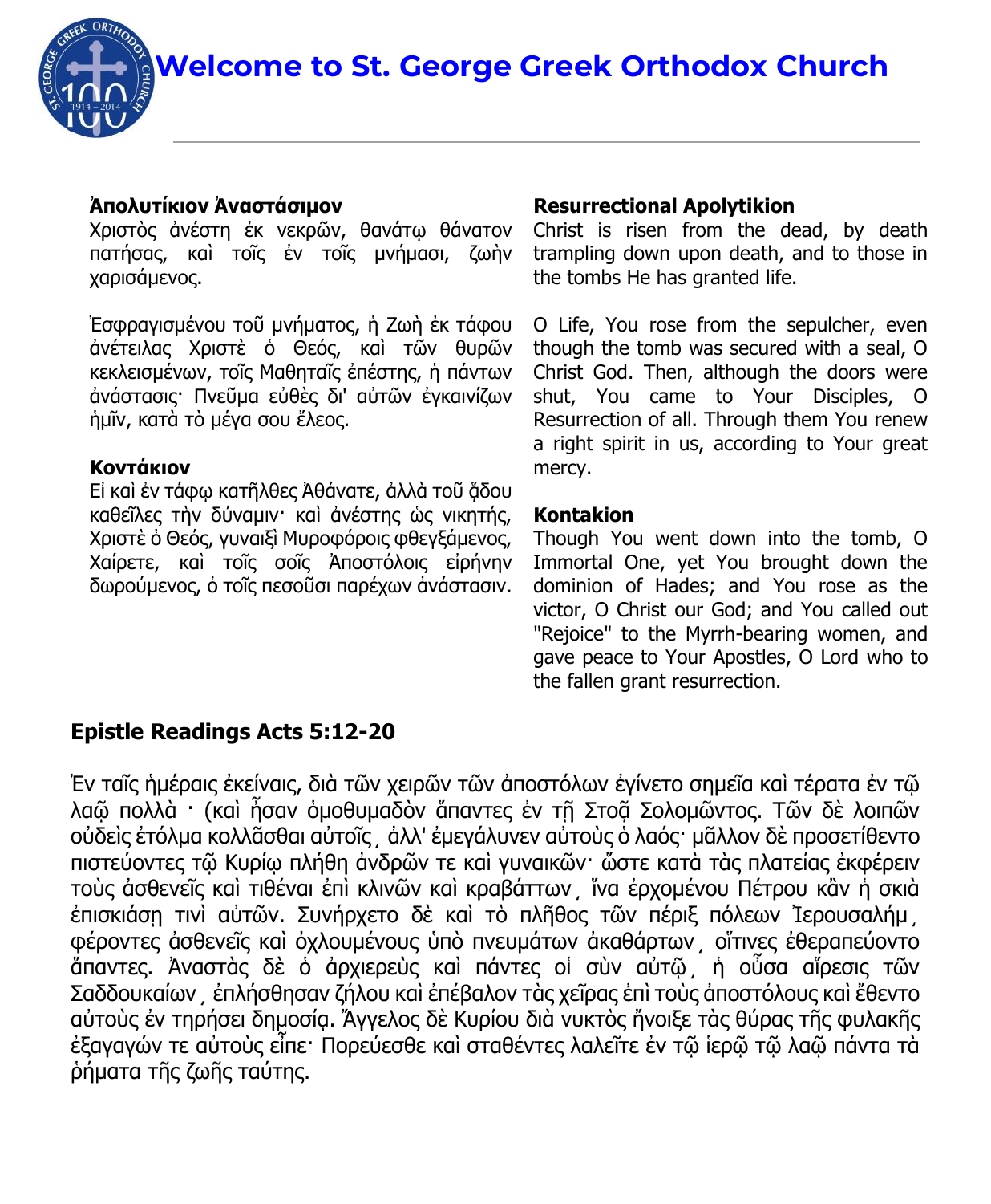# Welcome to St. George Greek Orthodox Church

**Ἀπολυτίκιον Ἀναστάσιμον**
Χριστὸς ἀνέστη ἐκ νεκρῶν, θανάτῳ θάνατον πατήσας, καὶ τοῖς ἐν τοῖς μνήμασι, ζωὴν χαρισάμενος.

Ἐσφραγισμένου τοῦ μνήματος, ἡ Ζωὴ ἐκ τάφου ἀνέτειλας Χριστὲ ὁ Θεός, καὶ τῶν θυρῶν κεκλεισμένων, τοῖς Μαθηταῖς ἐπέστης, ἡ πάντων ἀνάστασις· Πνεῦμα εὐθὲς δι' αὐτῶν ἐγκαινίζων ἡμῖν, κατὰ τὸ μέγα σου ἔλεος.

**Κοντάκιον**
Εἰ καὶ ἐν τάφῳ κατῆλθες Ἀθάνατε, ἀλλὰ τοῦ ᾅδου καθεῖλες τὴν δύναμιν· καὶ ἀνέστης ὡς νικητής, Χριστὲ ὁ Θεός, γυναιξὶ Μυροφόροις φθεγξάμενος, Χαίρετε, καὶ τοῖς σοῖς Ἀποστόλοις εἰρήνην δωρούμενος, ὁ τοῖς πεσοῦσι παρέχων ἀνάστασιν.

**Resurrectional Apolytikion**
Christ is risen from the dead, by death trampling down upon death, and to those in the tombs He has granted life.

O Life, You rose from the sepulcher, even though the tomb was secured with a seal, O Christ God. Then, although the doors were shut, You came to Your Disciples, O Resurrection of all. Through them You renew a right spirit in us, according to Your great mercy.

**Kontakion**
Though You went down into the tomb, O Immortal One, yet You brought down the dominion of Hades; and You rose as the victor, O Christ our God; and You called out "Rejoice" to the Myrrh-bearing women, and gave peace to Your Apostles, O Lord who to the fallen grant resurrection.

## Epistle Readings Acts 5:12-20

Ἐν ταῖς ἡμέραις ἐκείναις, διὰ τῶν χειρῶν τῶν ἀποστόλων ἐγίνετο σημεῖα καὶ τέρατα ἐν τῷ λαῷ πολλὰ · (καὶ ἦσαν ὁμοθυμαδὸν ἅπαντες ἐν τῇ Στοᾷ Σολομῶντος. Τῶν δὲ λοιπῶν οὐδεὶς ἐτόλμα κολλᾶσθαι αὐτοῖς¸ ἀλλ' ἐμεγάλυνεν αὐτοὺς ὁ λαός· μᾶλλον δὲ προσετίθεντο πιστεύοντες τῷ Κυρίῳ πλήθη ἀνδρῶν τε καὶ γυναικῶν· ὥστε κατὰ τὰς πλατείας ἐκφέρειν τοὺς ἀσθενεῖς καὶ τιθέναι ἐπὶ κλινῶν καὶ κραβάττων¸ ἵνα ἐρχομένου Πέτρου κἂν ἡ σκιὰ ἐπισκιάσῃ τινὶ αὐτῶν. Συνήρχετο δὲ καὶ τὸ πλῆθος τῶν πέριξ πόλεων Ἰερουσαλήμ¸ φέροντες ἀσθενεῖς καὶ ὀχλουμένους ὑπὸ πνευμάτων ἀκαθάρτων¸ οἵτινες ἐθεραπεύοντο ἅπαντες. Ἀναστὰς δὲ ὁ ἀρχιερεὺς καὶ πάντες οἱ σὺν αὐτῷ¸ ἡ οὖσα αἵρεσις τῶν Σαδδουκαίων¸ ἐπλήσθησαν ζήλου καὶ ἐπέβαλον τὰς χεῖρας ἐπὶ τοὺς ἀποστόλους καὶ ἔθεντο αὐτοὺς ἐν τηρήσει δημοσίᾳ. Ἄγγελος δὲ Κυρίου διὰ νυκτὸς ἤνοιξε τὰς θύρας τῆς φυλακῆς ἐξαγαγών τε αὐτοὺς εἶπε· Πορεύεσθε καὶ σταθέντες λαλεῖτε ἐν τῷ ἱερῷ τῷ λαῷ πάντα τὰ ῥήματα τῆς ζωῆς ταύτης.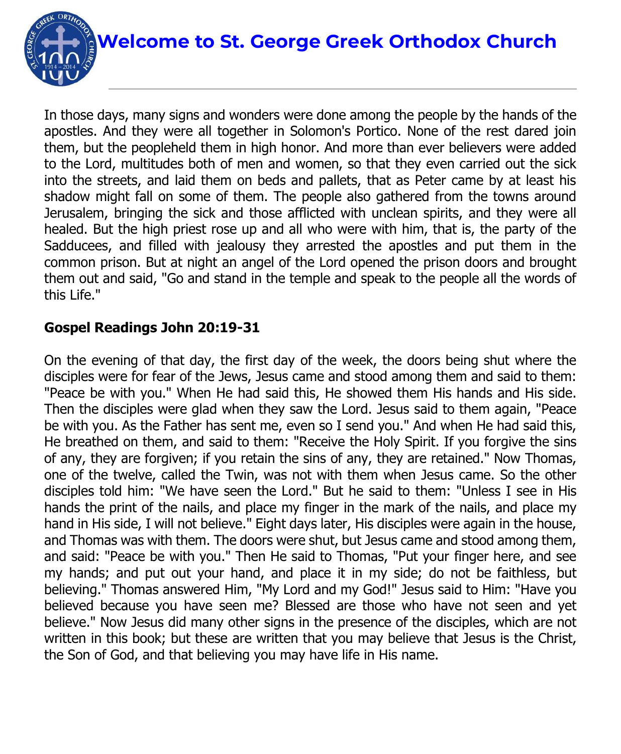# Welcome to St. George Greek Orthodox Church

In those days, many signs and wonders were done among the people by the hands of the apostles. And they were all together in Solomon's Portico. None of the rest dared join them, but the peopleheld them in high honor. And more than ever believers were added to the Lord, multitudes both of men and women, so that they even carried out the sick into the streets, and laid them on beds and pallets, that as Peter came by at least his shadow might fall on some of them. The people also gathered from the towns around Jerusalem, bringing the sick and those afflicted with unclean spirits, and they were all healed. But the high priest rose up and all who were with him, that is, the party of the Sadducees, and filled with jealousy they arrested the apostles and put them in the common prison. But at night an angel of the Lord opened the prison doors and brought them out and said, "Go and stand in the temple and speak to the people all the words of this Life."

**Gospel Readings John 20:19-31**

On the evening of that day, the first day of the week, the doors being shut where the disciples were for fear of the Jews, Jesus came and stood among them and said to them: "Peace be with you." When He had said this, He showed them His hands and His side. Then the disciples were glad when they saw the Lord. Jesus said to them again, "Peace be with you. As the Father has sent me, even so I send you." And when He had said this, He breathed on them, and said to them: "Receive the Holy Spirit. If you forgive the sins of any, they are forgiven; if you retain the sins of any, they are retained." Now Thomas, one of the twelve, called the Twin, was not with them when Jesus came. So the other disciples told him: "We have seen the Lord." But he said to them: "Unless I see in His hands the print of the nails, and place my finger in the mark of the nails, and place my hand in His side, I will not believe." Eight days later, His disciples were again in the house, and Thomas was with them. The doors were shut, but Jesus came and stood among them, and said: "Peace be with you." Then He said to Thomas, "Put your finger here, and see my hands; and put out your hand, and place it in my side; do not be faithless, but believing." Thomas answered Him, "My Lord and my God!" Jesus said to Him: "Have you believed because you have seen me? Blessed are those who have not seen and yet believe." Now Jesus did many other signs in the presence of the disciples, which are not written in this book; but these are written that you may believe that Jesus is the Christ, the Son of God, and that believing you may have life in His name.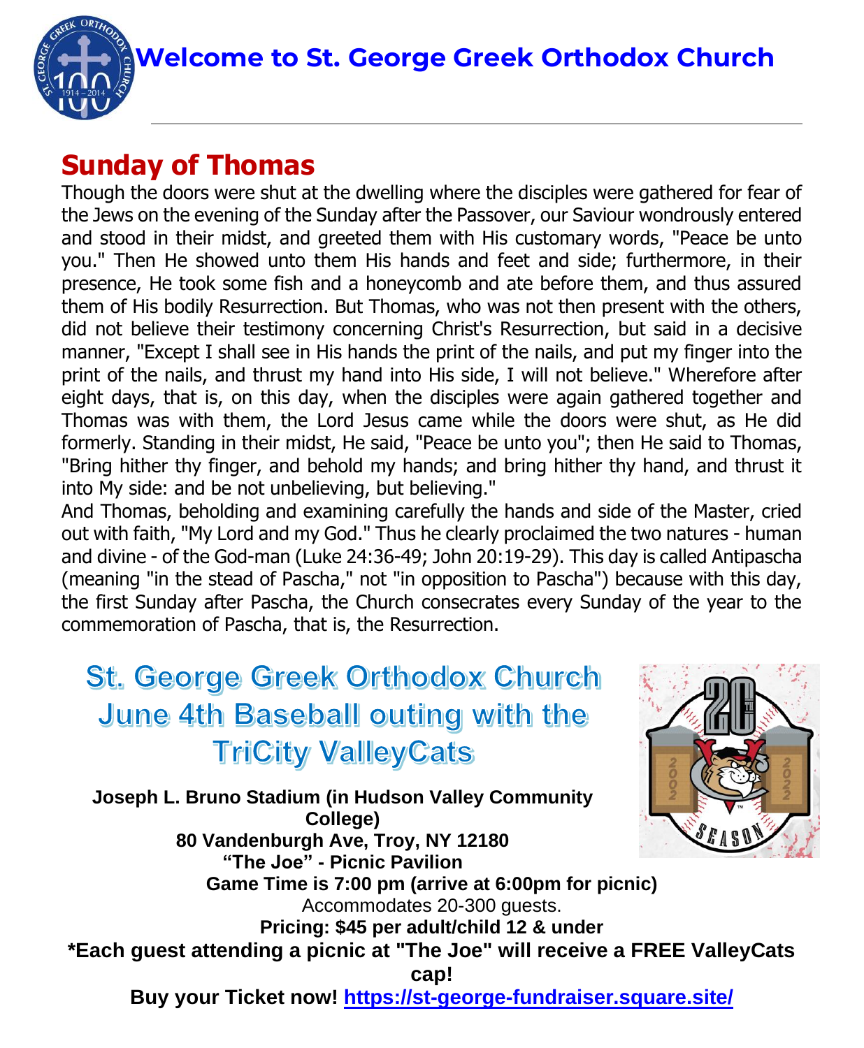# Welcome to St. George Greek Orthodox Church

## Sunday of Thomas

Though the doors were shut at the dwelling where the disciples were gathered for fear of the Jews on the evening of the Sunday after the Passover, our Saviour wondrously entered and stood in their midst, and greeted them with His customary words, "Peace be unto you." Then He showed unto them His hands and feet and side; furthermore, in their presence, He took some fish and a honeycomb and ate before them, and thus assured them of His bodily Resurrection. But Thomas, who was not then present with the others, did not believe their testimony concerning Christ's Resurrection, but said in a decisive manner, "Except I shall see in His hands the print of the nails, and put my finger into the print of the nails, and thrust my hand into His side, I will not believe." Wherefore after eight days, that is, on this day, when the disciples were again gathered together and Thomas was with them, the Lord Jesus came while the doors were shut, as He did formerly. Standing in their midst, He said, "Peace be unto you"; then He said to Thomas, "Bring hither thy finger, and behold my hands; and bring hither thy hand, and thrust it into My side: and be not unbelieving, but believing."

And Thomas, beholding and examining carefully the hands and side of the Master, cried out with faith, "My Lord and my God." Thus he clearly proclaimed the two natures - human and divine - of the God-man (Luke 24:36-49; John 20:19-29). This day is called Antipascha (meaning "in the stead of Pascha," not "in opposition to Pascha") because with this day, the first Sunday after Pascha, the Church consecrates every Sunday of the year to the commemoration of Pascha, that is, the Resurrection.

## St. George Greek Orthodox Church June 4th Baseball outing with the TriCity ValleyCats

**Joseph L. Bruno Stadium (in Hudson Valley Community College)**
**80 Vandenburgh Ave, Troy, NY 12180**
**"The Joe" - Picnic Pavilion**
**Game Time is 7:00 pm (arrive at 6:00pm for picnic)**
Accommodates 20-300 guests.
**Pricing: $45 per adult/child 12 & under**
**\*Each guest attending a picnic at "The Joe" will receive a FREE ValleyCats cap!**
**Buy your Ticket now! https://st-george-fundraiser.square.site/**